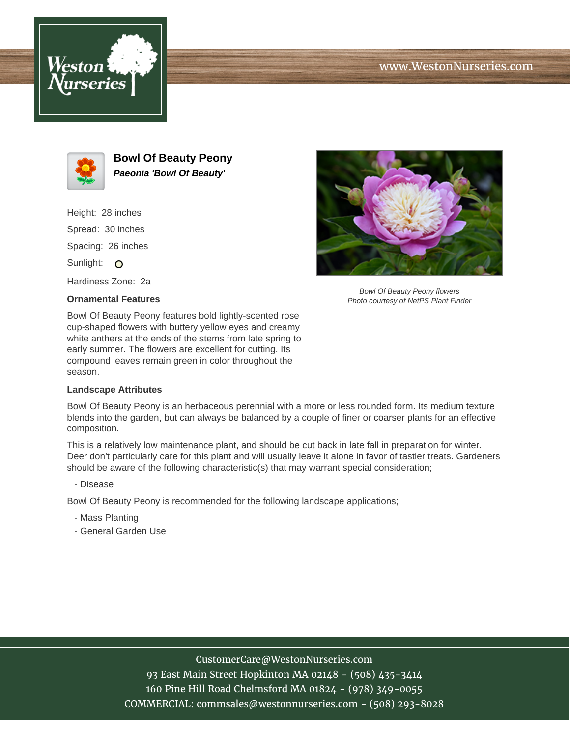# Bowl Of Beauty Peony

***Paeonia 'Bowl Of Beauty'***

Height: 28 inches

Spread: 30 inches

Spacing: 26 inches

Sunlight:

Hardiness Zone: 2a

*Bowl Of Beauty Peony flowers*
*Photo courtesy of NetPS Plant Finder*

### Ornamental Features

Bowl Of Beauty Peony features bold lightly-scented rose cup-shaped flowers with buttery yellow eyes and creamy white anthers at the ends of the stems from late spring to early summer. The flowers are excellent for cutting. Its compound leaves remain green in color throughout the season.

### Landscape Attributes

Bowl Of Beauty Peony is an herbaceous perennial with a more or less rounded form. Its medium texture blends into the garden, but can always be balanced by a couple of finer or coarser plants for an effective composition.

This is a relatively low maintenance plant, and should be cut back in late fall in preparation for winter. Deer don't particularly care for this plant and will usually leave it alone in favor of tastier treats. Gardeners should be aware of the following characteristic(s) that may warrant special consideration;

- Disease

Bowl Of Beauty Peony is recommended for the following landscape applications;

- Mass Planting
- General Garden Use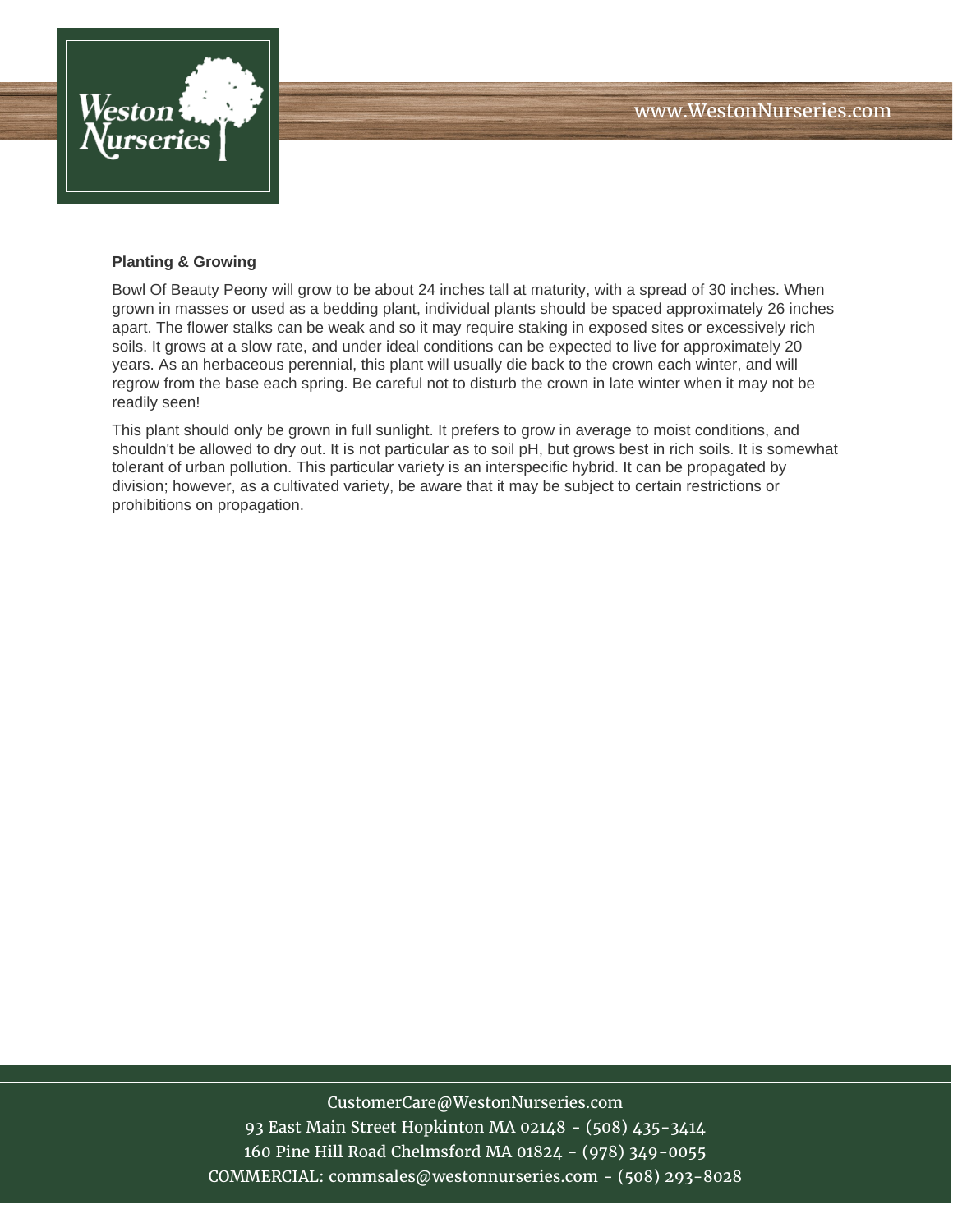### Planting & Growing

Bowl Of Beauty Peony will grow to be about 24 inches tall at maturity, with a spread of 30 inches. When grown in masses or used as a bedding plant, individual plants should be spaced approximately 26 inches apart. The flower stalks can be weak and so it may require staking in exposed sites or excessively rich soils. It grows at a slow rate, and under ideal conditions can be expected to live for approximately 20 years. As an herbaceous perennial, this plant will usually die back to the crown each winter, and will regrow from the base each spring. Be careful not to disturb the crown in late winter when it may not be readily seen!

This plant should only be grown in full sunlight. It prefers to grow in average to moist conditions, and shouldn't be allowed to dry out. It is not particular as to soil pH, but grows best in rich soils. It is somewhat tolerant of urban pollution. This particular variety is an interspecific hybrid. It can be propagated by division; however, as a cultivated variety, be aware that it may be subject to certain restrictions or prohibitions on propagation.